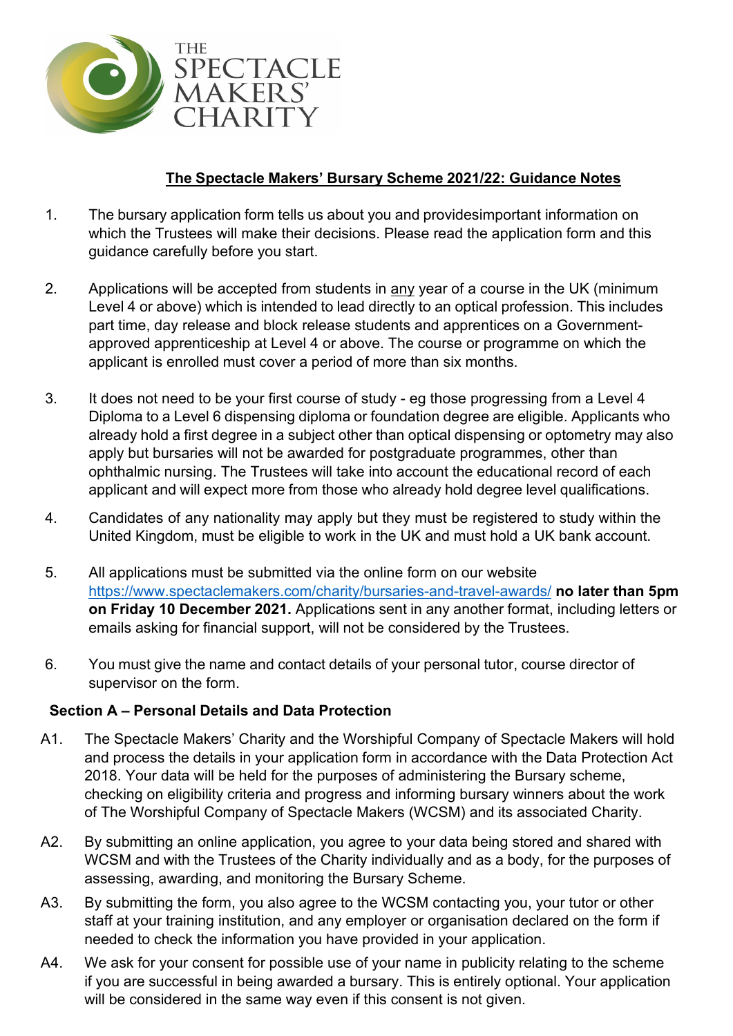THE SPECTACLE MAKERS' CHARITY

## The Spectacle Makers' Bursary Scheme 2021/22: Guidance Notes

1. The bursary application form tells us about you and providesimportant information on which the Trustees will make their decisions. Please read the application form and this guidance carefully before you start.

2. Applications will be accepted from students in any year of a course in the UK (minimum Level 4 or above) which is intended to lead directly to an optical profession. This includes part time, day release and block release students and apprentices on a Government-approved apprenticeship at Level 4 or above. The course or programme on which the applicant is enrolled must cover a period of more than six months.

3. It does not need to be your first course of study - eg those progressing from a Level 4 Diploma to a Level 6 dispensing diploma or foundation degree are eligible. Applicants who already hold a first degree in a subject other than optical dispensing or optometry may also apply but bursaries will not be awarded for postgraduate programmes, other than ophthalmic nursing. The Trustees will take into account the educational record of each applicant and will expect more from those who already hold degree level qualifications.

4. Candidates of any nationality may apply but they must be registered to study within the United Kingdom, must be eligible to work in the UK and must hold a UK bank account.

5. All applications must be submitted via the online form on our website https://www.spectaclemakers.com/charity/bursaries-and-travel-awards/ **no later than 5pm on Friday 10 December 2021.** Applications sent in any another format, including letters or emails asking for financial support, will not be considered by the Trustees.

6. You must give the name and contact details of your personal tutor, course director of supervisor on the form.

### Section A – Personal Details and Data Protection

A1. The Spectacle Makers' Charity and the Worshipful Company of Spectacle Makers will hold and process the details in your application form in accordance with the Data Protection Act 2018. Your data will be held for the purposes of administering the Bursary scheme, checking on eligibility criteria and progress and informing bursary winners about the work of The Worshipful Company of Spectacle Makers (WCSM) and its associated Charity.

A2. By submitting an online application, you agree to your data being stored and shared with WCSM and with the Trustees of the Charity individually and as a body, for the purposes of assessing, awarding, and monitoring the Bursary Scheme.

A3. By submitting the form, you also agree to the WCSM contacting you, your tutor or other staff at your training institution, and any employer or organisation declared on the form if needed to check the information you have provided in your application.

A4. We ask for your consent for possible use of your name in publicity relating to the scheme if you are successful in being awarded a bursary. This is entirely optional. Your application will be considered in the same way even if this consent is not given.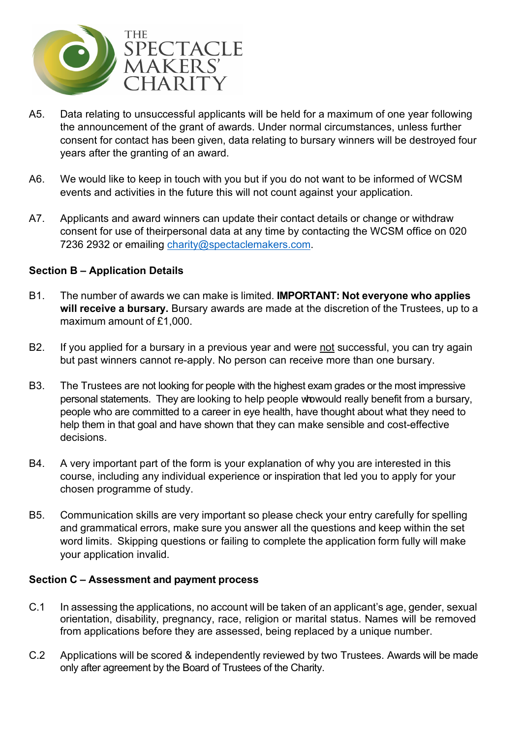A5. Data relating to unsuccessful applicants will be held for a maximum of one year following the announcement of the grant of awards. Under normal circumstances, unless further consent for contact has been given, data relating to bursary winners will be destroyed four years after the granting of an award.

A6. We would like to keep in touch with you but if you do not want to be informed of WCSM events and activities in the future this will not count against your application.

A7. Applicants and award winners can update their contact details or change or withdraw consent for use of theirpersonal data at any time by contacting the WCSM office on 020 7236 2932 or emailing charity@spectaclemakers.com.

**Section B – Application Details**

B1. The number of awards we can make is limited. **IMPORTANT: Not everyone who applies will receive a bursary.** Bursary awards are made at the discretion of the Trustees, up to a maximum amount of £1,000.

B2. If you applied for a bursary in a previous year and were not successful, you can try again but past winners cannot re-apply. No person can receive more than one bursary.

B3. The Trustees are not looking for people with the highest exam grades or the most impressive personal statements. They are looking to help people whowould really benefit from a bursary, people who are committed to a career in eye health, have thought about what they need to help them in that goal and have shown that they can make sensible and cost-effective decisions.

B4. A very important part of the form is your explanation of why you are interested in this course, including any individual experience or inspiration that led you to apply for your chosen programme of study.

B5. Communication skills are very important so please check your entry carefully for spelling and grammatical errors, make sure you answer all the questions and keep within the set word limits. Skipping questions or failing to complete the application form fully will make your application invalid.

**Section C – Assessment and payment process**

C.1 In assessing the applications, no account will be taken of an applicant's age, gender, sexual orientation, disability, pregnancy, race, religion or marital status. Names will be removed from applications before they are assessed, being replaced by a unique number.

C.2 Applications will be scored & independently reviewed by two Trustees. Awards will be made only after agreement by the Board of Trustees of the Charity.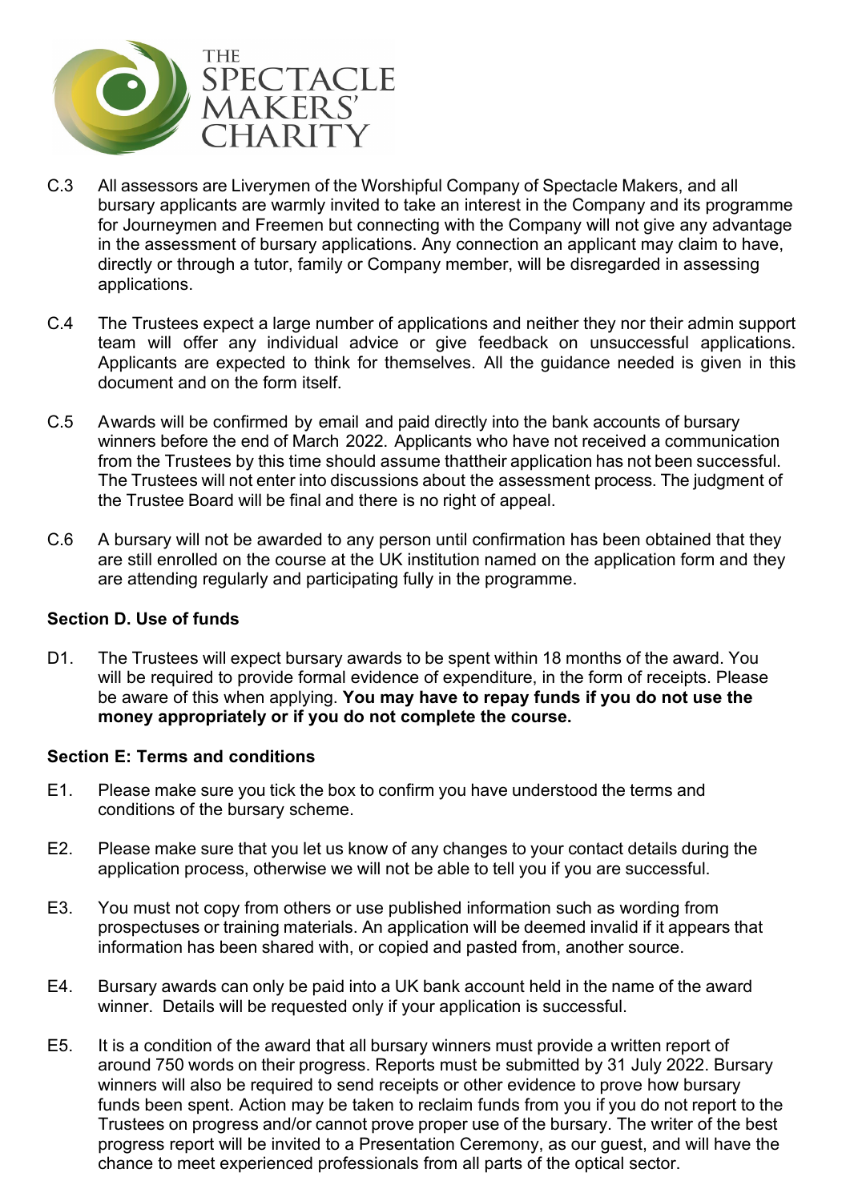C.3 All assessors are Liverymen of the Worshipful Company of Spectacle Makers, and all bursary applicants are warmly invited to take an interest in the Company and its programme for Journeymen and Freemen but connecting with the Company will not give any advantage in the assessment of bursary applications. Any connection an applicant may claim to have, directly or through a tutor, family or Company member, will be disregarded in assessing applications.

C.4 The Trustees expect a large number of applications and neither they nor their admin support team will offer any individual advice or give feedback on unsuccessful applications. Applicants are expected to think for themselves. All the guidance needed is given in this document and on the form itself.

C.5 Awards will be confirmed by email and paid directly into the bank accounts of bursary winners before the end of March 2022. Applicants who have not received a communication from the Trustees by this time should assume thattheir application has not been successful. The Trustees will not enter into discussions about the assessment process. The judgment of the Trustee Board will be final and there is no right of appeal.

C.6 A bursary will not be awarded to any person until confirmation has been obtained that they are still enrolled on the course at the UK institution named on the application form and they are attending regularly and participating fully in the programme.

**Section D. Use of funds**

D1. The Trustees will expect bursary awards to be spent within 18 months of the award. You will be required to provide formal evidence of expenditure, in the form of receipts. Please be aware of this when applying. **You may have to repay funds if you do not use the money appropriately or if you do not complete the course.**

**Section E: Terms and conditions**

E1. Please make sure you tick the box to confirm you have understood the terms and conditions of the bursary scheme.

E2. Please make sure that you let us know of any changes to your contact details during the application process, otherwise we will not be able to tell you if you are successful.

E3. You must not copy from others or use published information such as wording from prospectuses or training materials. An application will be deemed invalid if it appears that information has been shared with, or copied and pasted from, another source.

E4. Bursary awards can only be paid into a UK bank account held in the name of the award winner. Details will be requested only if your application is successful.

E5. It is a condition of the award that all bursary winners must provide a written report of around 750 words on their progress. Reports must be submitted by 31 July 2022. Bursary winners will also be required to send receipts or other evidence to prove how bursary funds been spent. Action may be taken to reclaim funds from you if you do not report to the Trustees on progress and/or cannot prove proper use of the bursary. The writer of the best progress report will be invited to a Presentation Ceremony, as our guest, and will have the chance to meet experienced professionals from all parts of the optical sector.